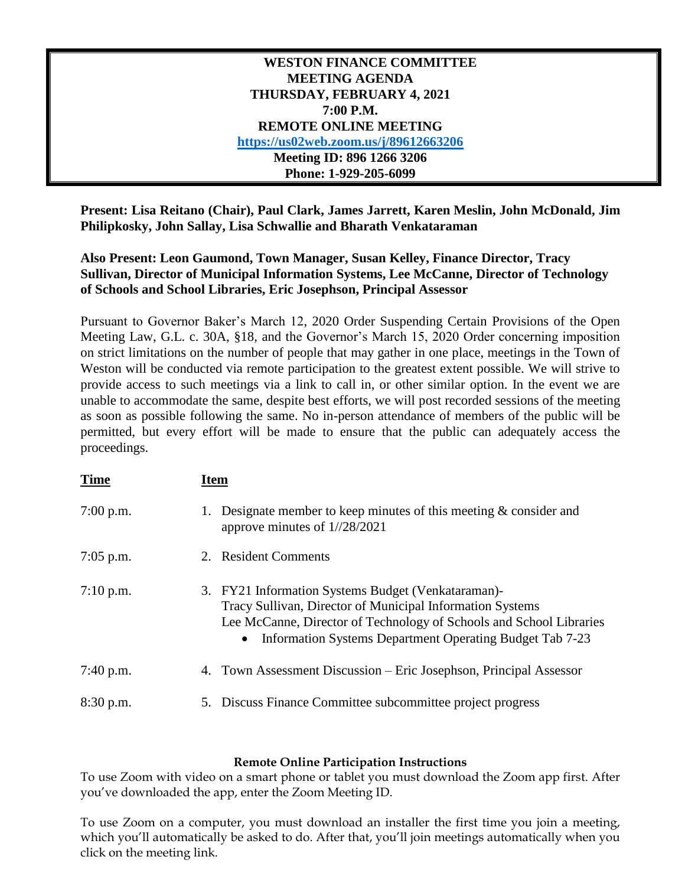**WESTON FINANCE COMMITTEE**
**MEETING AGENDA**
**THURSDAY, FEBRUARY 4, 2021**
**7:00 P.M.**
**REMOTE ONLINE MEETING**
**https://us02web.zoom.us/j/89612663206**
**Meeting ID: 896 1266 3206**
**Phone: 1-929-205-6099**

**Present: Lisa Reitano (Chair), Paul Clark, James Jarrett, Karen Meslin, John McDonald, Jim Philipkosky, John Sallay, Lisa Schwallie and Bharath Venkataraman**

**Also Present: Leon Gaumond, Town Manager, Susan Kelley, Finance Director, Tracy Sullivan, Director of Municipal Information Systems, Lee McCanne, Director of Technology of Schools and School Libraries, Eric Josephson, Principal Assessor**

Pursuant to Governor Baker's March 12, 2020 Order Suspending Certain Provisions of the Open Meeting Law, G.L. c. 30A, §18, and the Governor's March 15, 2020 Order concerning imposition on strict limitations on the number of people that may gather in one place, meetings in the Town of Weston will be conducted via remote participation to the greatest extent possible. We will strive to provide access to such meetings via a link to call in, or other similar option. In the event we are unable to accommodate the same, despite best efforts, we will post recorded sessions of the meeting as soon as possible following the same. No in-person attendance of members of the public will be permitted, but every effort will be made to ensure that the public can adequately access the proceedings.

| **Time** | **Item** |
|---|---|
| 7:00 p.m. | 1. Designate member to keep minutes of this meeting & consider and approve minutes of 1//28/2021 |
| 7:05 p.m. | 2. Resident Comments |
| 7:10 p.m. | 3. FY21 Information Systems Budget (Venkataraman)- Tracy Sullivan, Director of Municipal Information Systems Lee McCanne, Director of Technology of Schools and School Libraries <br> • Information Systems Department Operating Budget Tab 7-23 |
| 7:40 p.m. | 4. Town Assessment Discussion – Eric Josephson, Principal Assessor |
| 8:30 p.m. | 5. Discuss Finance Committee subcommittee project progress |

**Remote Online Participation Instructions**

To use Zoom with video on a smart phone or tablet you must download the Zoom app first. After you've downloaded the app, enter the Zoom Meeting ID.

To use Zoom on a computer, you must download an installer the first time you join a meeting, which you'll automatically be asked to do. After that, you'll join meetings automatically when you click on the meeting link.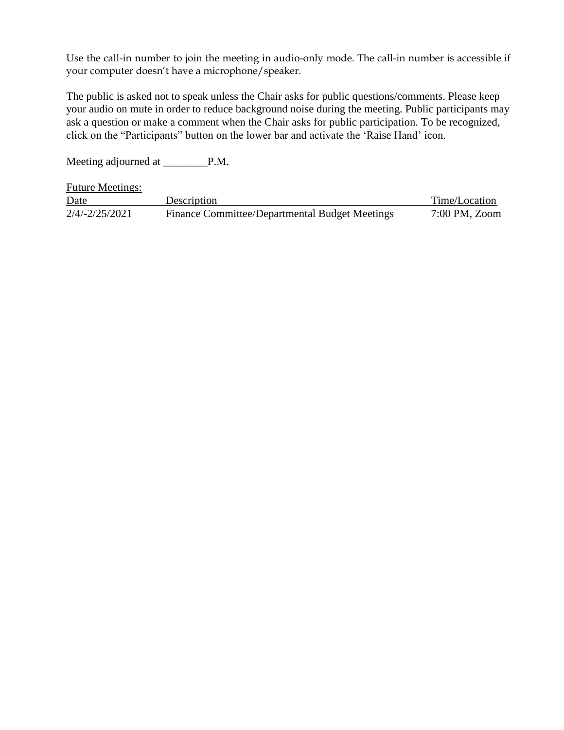Use the call-in number to join the meeting in audio-only mode. The call-in number is accessible if your computer doesn't have a microphone/speaker.

The public is asked not to speak unless the Chair asks for public questions/comments. Please keep your audio on mute in order to reduce background noise during the meeting. Public participants may ask a question or make a comment when the Chair asks for public participation. To be recognized, click on the "Participants" button on the lower bar and activate the 'Raise Hand' icon.

Meeting adjourned at ________P.M.

Future Meetings:

| Date | Description | Time/Location |
|---|---|---|
| 2/4/-2/25/2021 | Finance Committee/Departmental Budget Meetings | 7:00 PM, Zoom |